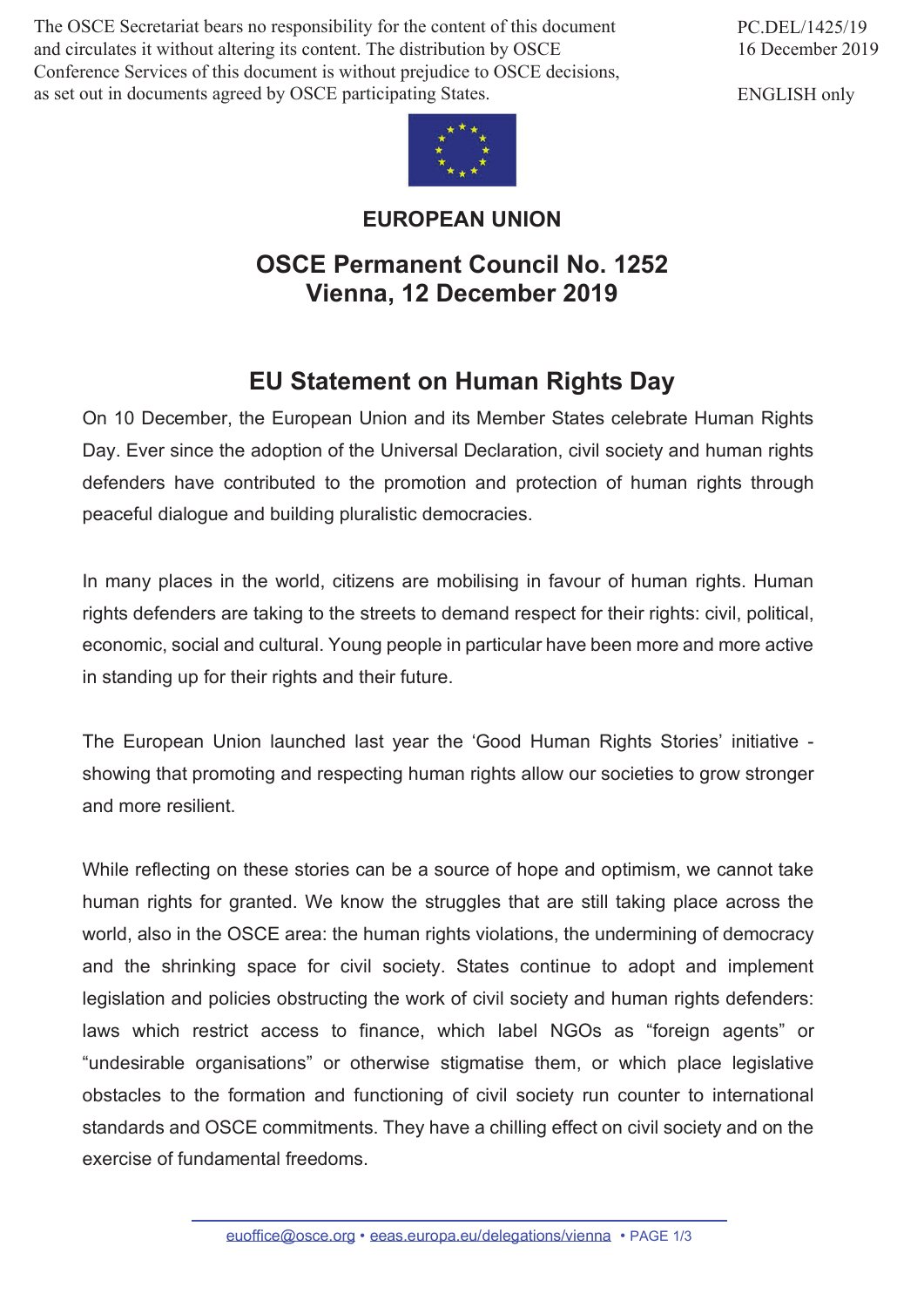The OSCE Secretariat bears no responsibility for the content of this document and circulates it without altering its content. The distribution by OSCE Conference Services of this document is without prejudice to OSCE decisions, as set out in documents agreed by OSCE participating States.

PC.DEL/1425/19
16 December 2019

ENGLISH only

**EUROPEAN UNION**

## OSCE Permanent Council No. 1252
## Vienna, 12 December 2019

# EU Statement on Human Rights Day

On 10 December, the European Union and its Member States celebrate Human Rights Day. Ever since the adoption of the Universal Declaration, civil society and human rights defenders have contributed to the promotion and protection of human rights through peaceful dialogue and building pluralistic democracies.

In many places in the world, citizens are mobilising in favour of human rights. Human rights defenders are taking to the streets to demand respect for their rights: civil, political, economic, social and cultural. Young people in particular have been more and more active in standing up for their rights and their future.

The European Union launched last year the 'Good Human Rights Stories' initiative - showing that promoting and respecting human rights allow our societies to grow stronger and more resilient.

While reflecting on these stories can be a source of hope and optimism, we cannot take human rights for granted. We know the struggles that are still taking place across the world, also in the OSCE area: the human rights violations, the undermining of democracy and the shrinking space for civil society. States continue to adopt and implement legislation and policies obstructing the work of civil society and human rights defenders: laws which restrict access to finance, which label NGOs as "foreign agents" or "undesirable organisations" or otherwise stigmatise them, or which place legislative obstacles to the formation and functioning of civil society run counter to international standards and OSCE commitments. They have a chilling effect on civil society and on the exercise of fundamental freedoms.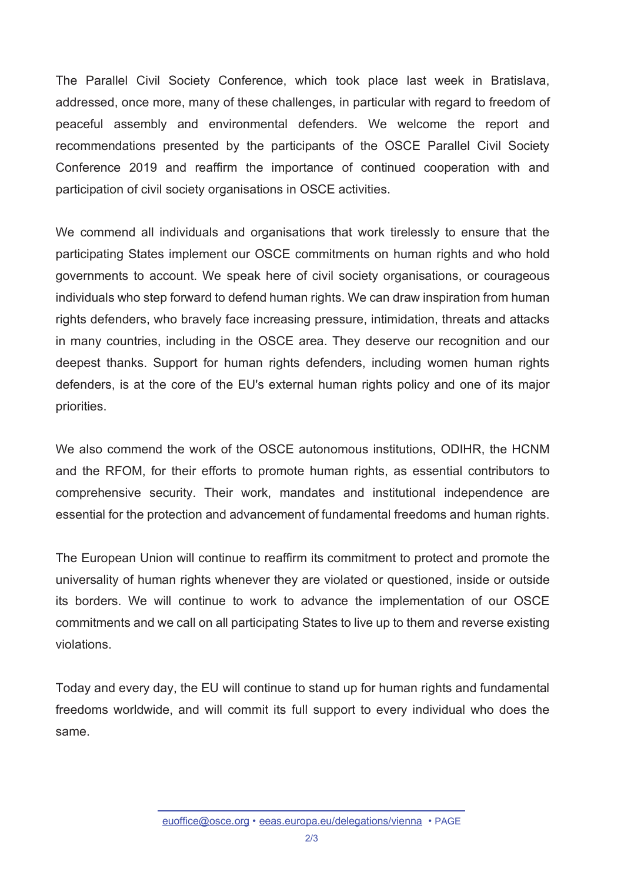The Parallel Civil Society Conference, which took place last week in Bratislava, addressed, once more, many of these challenges, in particular with regard to freedom of peaceful assembly and environmental defenders. We welcome the report and recommendations presented by the participants of the OSCE Parallel Civil Society Conference 2019 and reaffirm the importance of continued cooperation with and participation of civil society organisations in OSCE activities.

We commend all individuals and organisations that work tirelessly to ensure that the participating States implement our OSCE commitments on human rights and who hold governments to account. We speak here of civil society organisations, or courageous individuals who step forward to defend human rights. We can draw inspiration from human rights defenders, who bravely face increasing pressure, intimidation, threats and attacks in many countries, including in the OSCE area. They deserve our recognition and our deepest thanks. Support for human rights defenders, including women human rights defenders, is at the core of the EU's external human rights policy and one of its major priorities.

We also commend the work of the OSCE autonomous institutions, ODIHR, the HCNM and the RFOM, for their efforts to promote human rights, as essential contributors to comprehensive security. Their work, mandates and institutional independence are essential for the protection and advancement of fundamental freedoms and human rights.

The European Union will continue to reaffirm its commitment to protect and promote the universality of human rights whenever they are violated or questioned, inside or outside its borders. We will continue to work to advance the implementation of our OSCE commitments and we call on all participating States to live up to them and reverse existing violations.

Today and every day, the EU will continue to stand up for human rights and fundamental freedoms worldwide, and will commit its full support to every individual who does the same.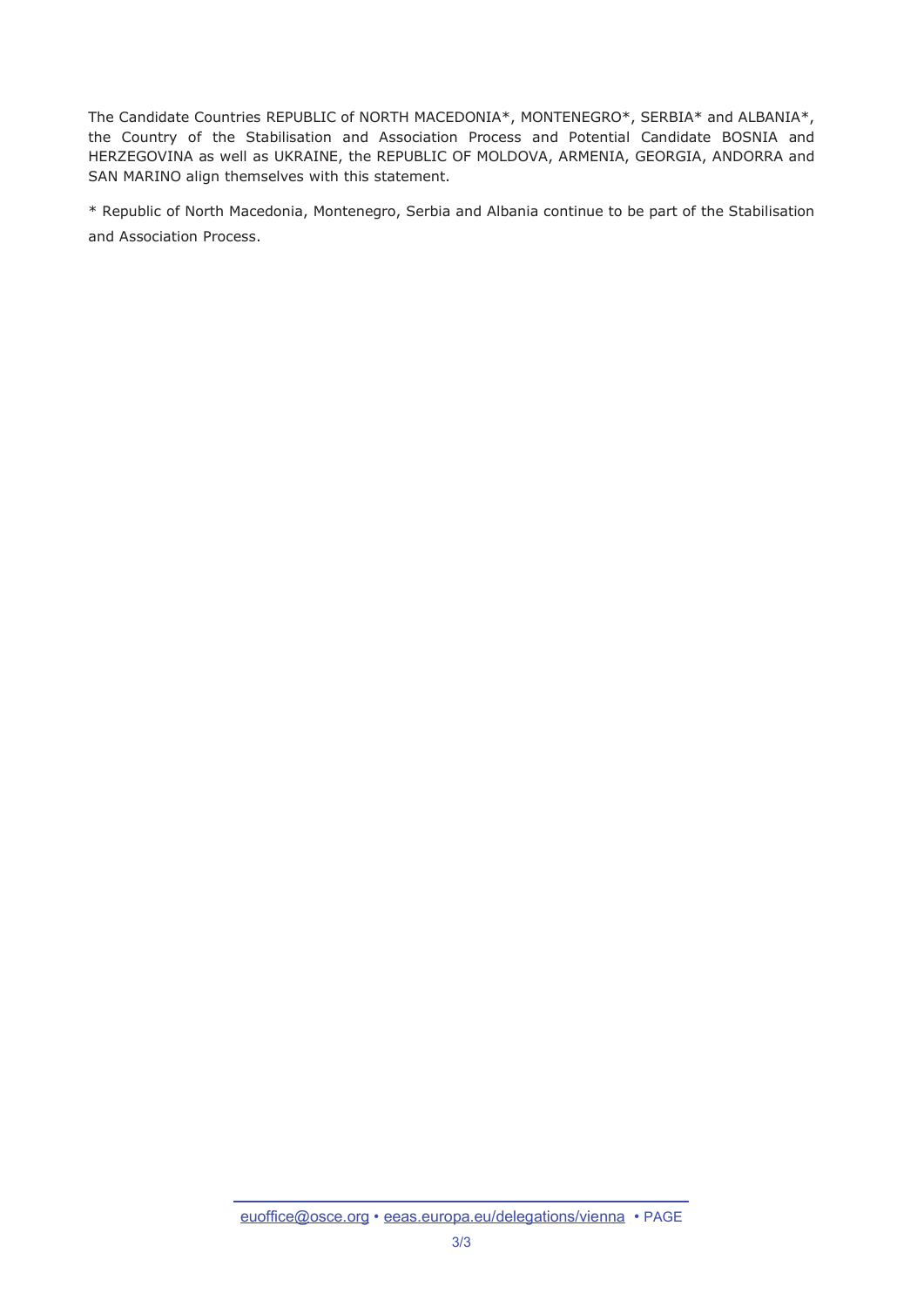The Candidate Countries REPUBLIC of NORTH MACEDONIA*, MONTENEGRO*, SERBIA* and ALBANIA*, the Country of the Stabilisation and Association Process and Potential Candidate BOSNIA and HERZEGOVINA as well as UKRAINE, the REPUBLIC OF MOLDOVA, ARMENIA, GEORGIA, ANDORRA and SAN MARINO align themselves with this statement.

* Republic of North Macedonia, Montenegro, Serbia and Albania continue to be part of the Stabilisation and Association Process.